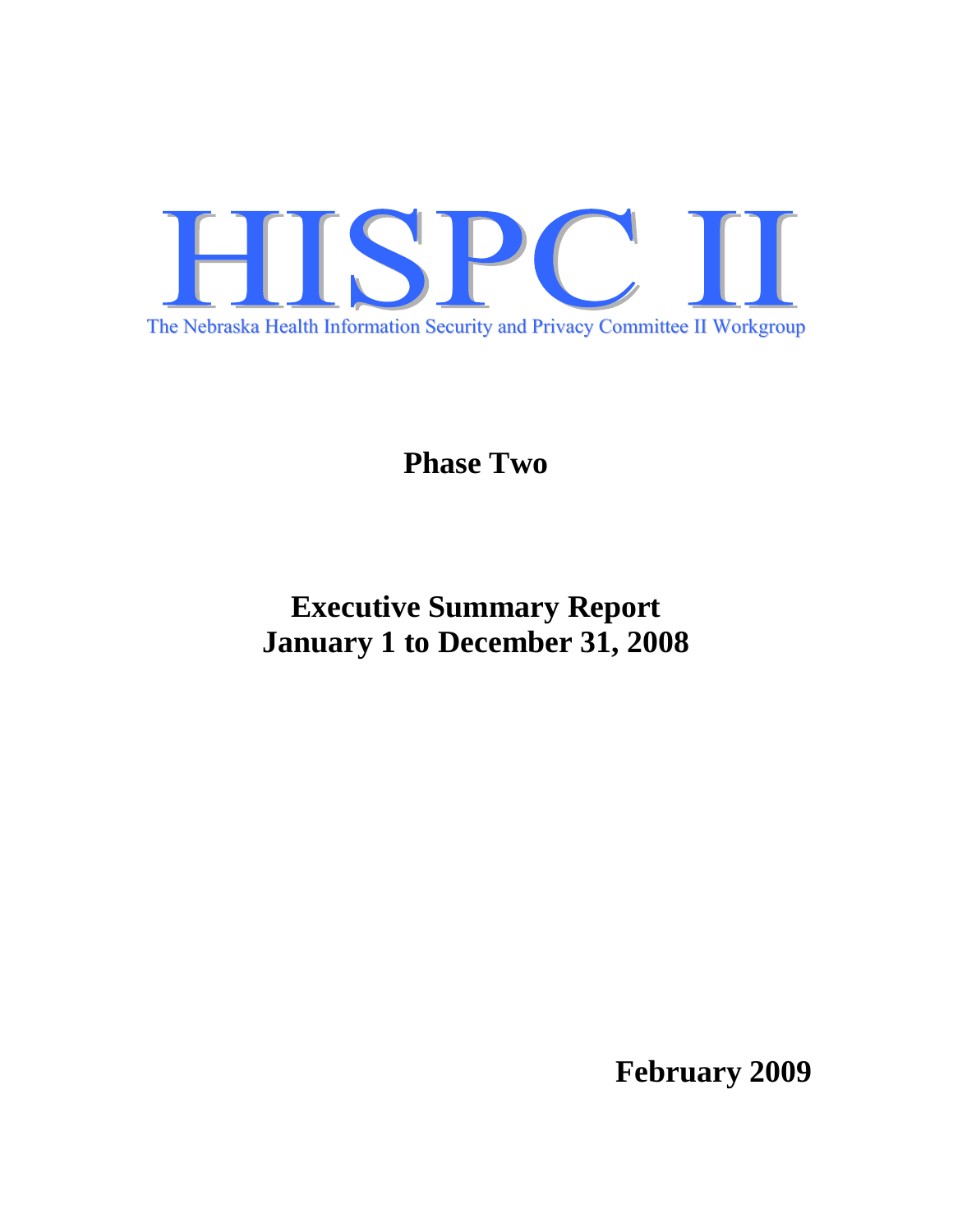# HISPC II

The Nebraska Health Information Security and Privacy Committee II Workgroup

## Phase Two

## Executive Summary Report
## January 1 to December 31, 2008

**February 2009**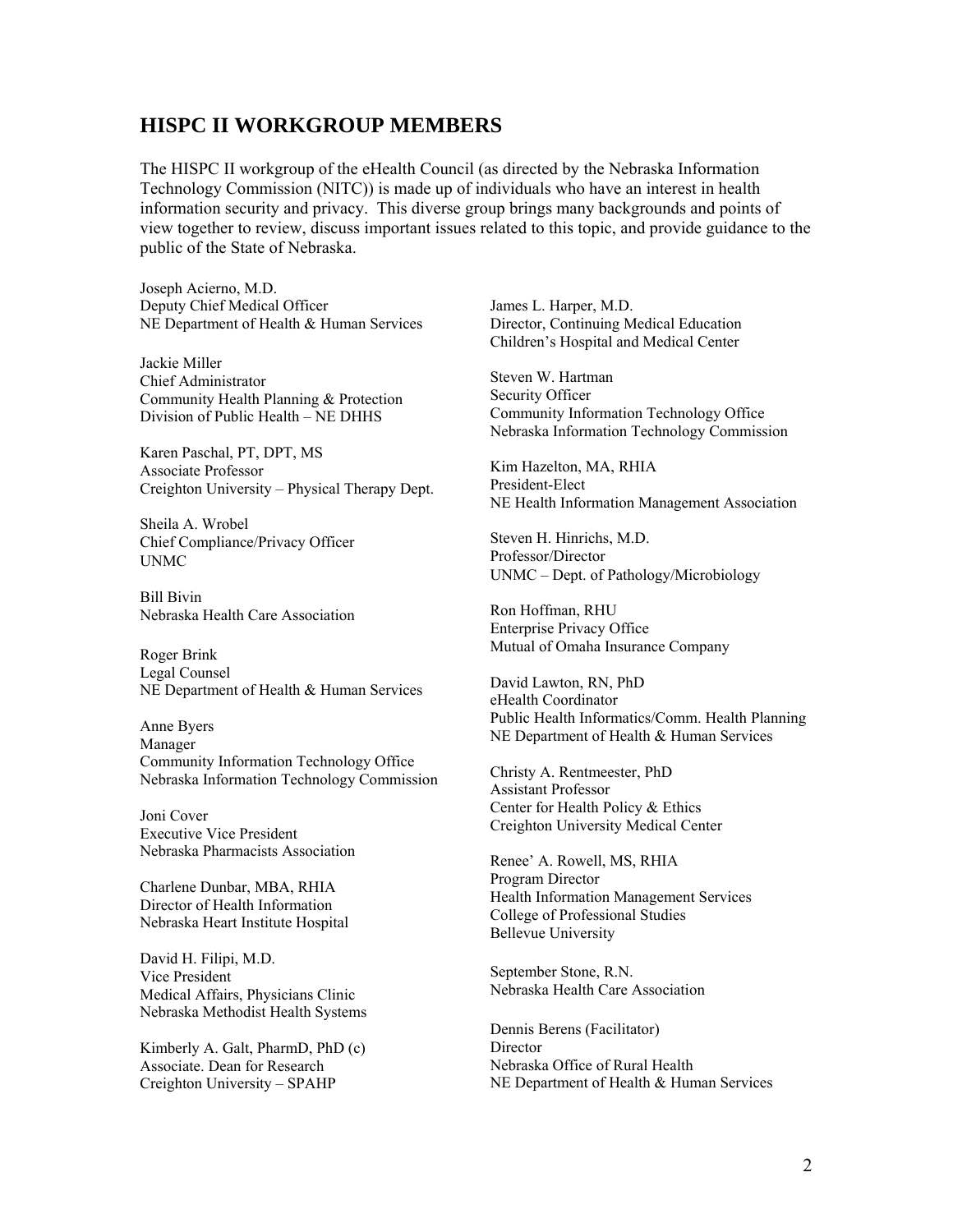## HISPC II WORKGROUP MEMBERS

The HISPC II workgroup of the eHealth Council (as directed by the Nebraska Information Technology Commission (NITC)) is made up of individuals who have an interest in health information security and privacy. This diverse group brings many backgrounds and points of view together to review, discuss important issues related to this topic, and provide guidance to the public of the State of Nebraska.

Joseph Acierno, M.D.
Deputy Chief Medical Officer
NE Department of Health & Human Services

Jackie Miller
Chief Administrator
Community Health Planning & Protection
Division of Public Health – NE DHHS

Karen Paschal, PT, DPT, MS
Associate Professor
Creighton University – Physical Therapy Dept.

Sheila A. Wrobel
Chief Compliance/Privacy Officer
UNMC

Bill Bivin
Nebraska Health Care Association

Roger Brink
Legal Counsel
NE Department of Health & Human Services

Anne Byers
Manager
Community Information Technology Office
Nebraska Information Technology Commission

Joni Cover
Executive Vice President
Nebraska Pharmacists Association

Charlene Dunbar, MBA, RHIA
Director of Health Information
Nebraska Heart Institute Hospital

David H. Filipi, M.D.
Vice President
Medical Affairs, Physicians Clinic
Nebraska Methodist Health Systems

Kimberly A. Galt, PharmD, PhD (c)
Associate. Dean for Research
Creighton University – SPAHP

James L. Harper, M.D.
Director, Continuing Medical Education
Children's Hospital and Medical Center

Steven W. Hartman
Security Officer
Community Information Technology Office
Nebraska Information Technology Commission

Kim Hazelton, MA, RHIA
President-Elect
NE Health Information Management Association

Steven H. Hinrichs, M.D.
Professor/Director
UNMC – Dept. of Pathology/Microbiology

Ron Hoffman, RHU
Enterprise Privacy Office
Mutual of Omaha Insurance Company

David Lawton, RN, PhD
eHealth Coordinator
Public Health Informatics/Comm. Health Planning
NE Department of Health & Human Services

Christy A. Rentmeester, PhD
Assistant Professor
Center for Health Policy & Ethics
Creighton University Medical Center

Renee' A. Rowell, MS, RHIA
Program Director
Health Information Management Services
College of Professional Studies
Bellevue University

September Stone, R.N.
Nebraska Health Care Association

Dennis Berens (Facilitator)
Director
Nebraska Office of Rural Health
NE Department of Health & Human Services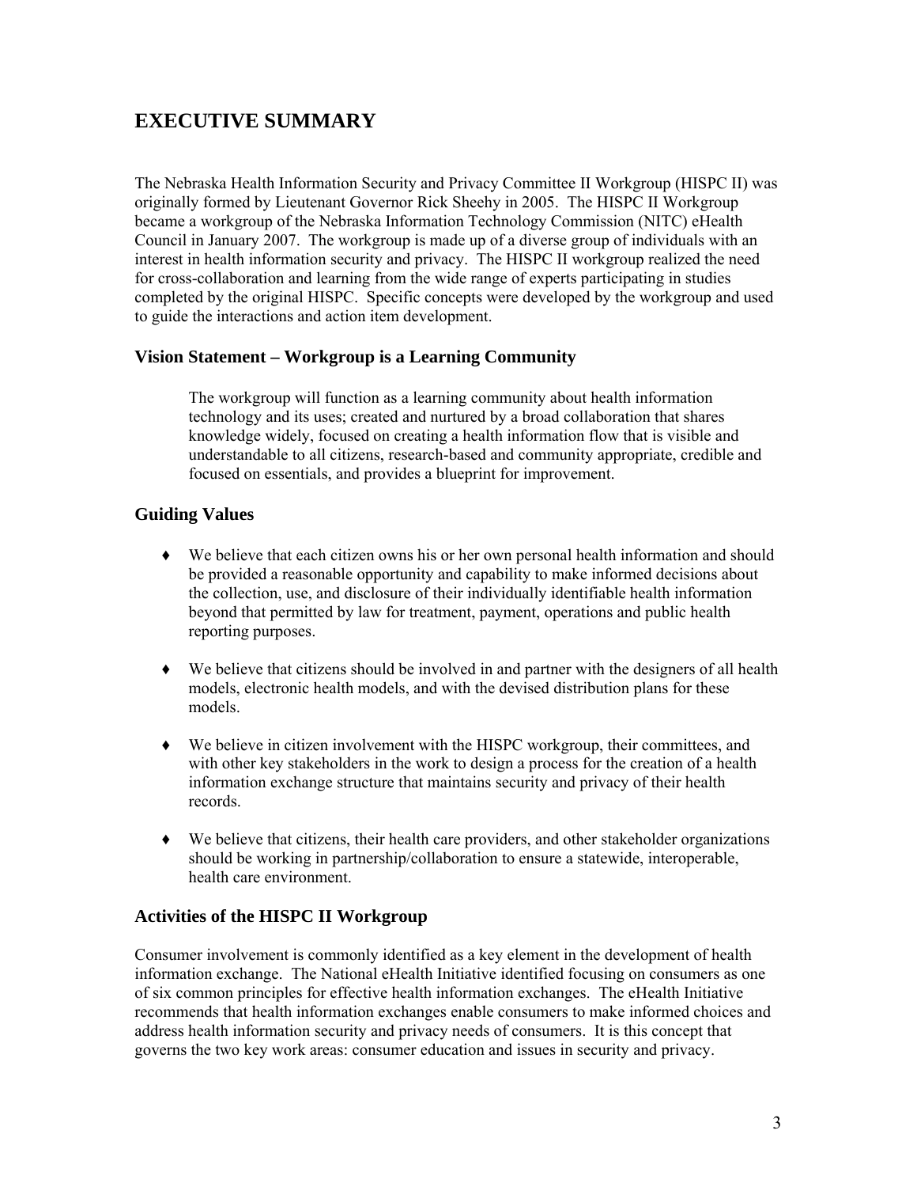# EXECUTIVE SUMMARY

The Nebraska Health Information Security and Privacy Committee II Workgroup (HISPC II) was originally formed by Lieutenant Governor Rick Sheehy in 2005. The HISPC II Workgroup became a workgroup of the Nebraska Information Technology Commission (NITC) eHealth Council in January 2007. The workgroup is made up of a diverse group of individuals with an interest in health information security and privacy. The HISPC II workgroup realized the need for cross-collaboration and learning from the wide range of experts participating in studies completed by the original HISPC. Specific concepts were developed by the workgroup and used to guide the interactions and action item development.

## Vision Statement – Workgroup is a Learning Community

> The workgroup will function as a learning community about health information technology and its uses; created and nurtured by a broad collaboration that shares knowledge widely, focused on creating a health information flow that is visible and understandable to all citizens, research-based and community appropriate, credible and focused on essentials, and provides a blueprint for improvement.

## Guiding Values

- We believe that each citizen owns his or her own personal health information and should be provided a reasonable opportunity and capability to make informed decisions about the collection, use, and disclosure of their individually identifiable health information beyond that permitted by law for treatment, payment, operations and public health reporting purposes.
- We believe that citizens should be involved in and partner with the designers of all health models, electronic health models, and with the devised distribution plans for these models.
- We believe in citizen involvement with the HISPC workgroup, their committees, and with other key stakeholders in the work to design a process for the creation of a health information exchange structure that maintains security and privacy of their health records.
- We believe that citizens, their health care providers, and other stakeholder organizations should be working in partnership/collaboration to ensure a statewide, interoperable, health care environment.

## Activities of the HISPC II Workgroup

Consumer involvement is commonly identified as a key element in the development of health information exchange. The National eHealth Initiative identified focusing on consumers as one of six common principles for effective health information exchanges. The eHealth Initiative recommends that health information exchanges enable consumers to make informed choices and address health information security and privacy needs of consumers. It is this concept that governs the two key work areas: consumer education and issues in security and privacy.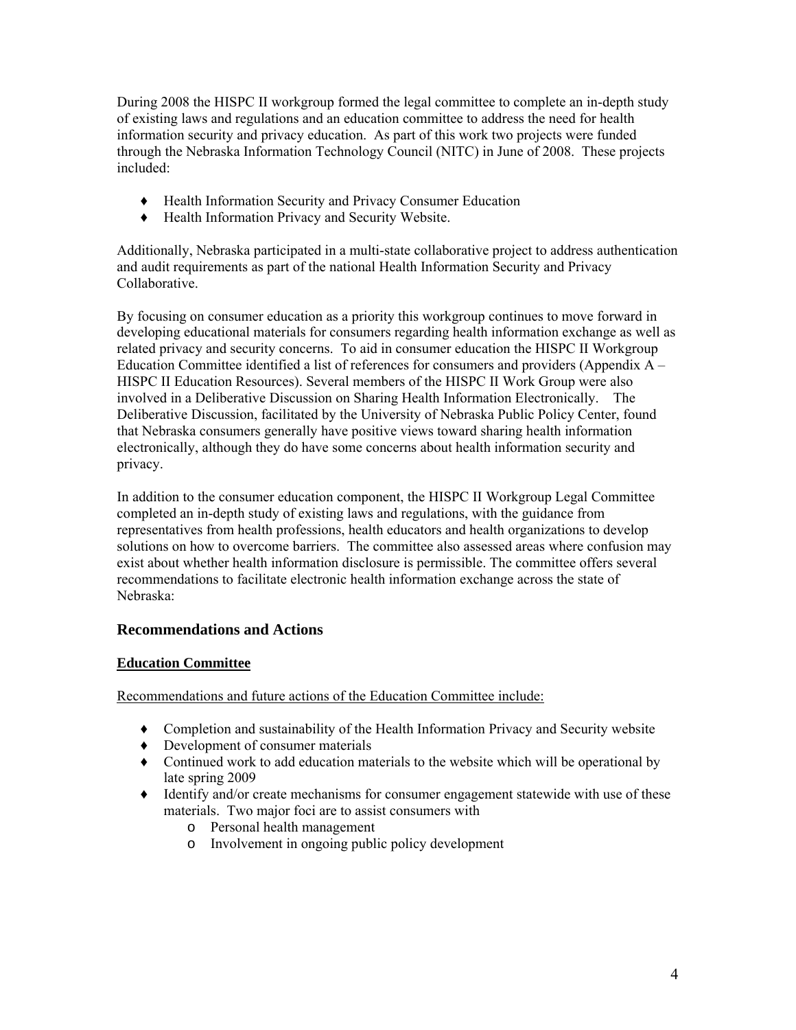During 2008 the HISPC II workgroup formed the legal committee to complete an in-depth study of existing laws and regulations and an education committee to address the need for health information security and privacy education. As part of this work two projects were funded through the Nebraska Information Technology Council (NITC) in June of 2008. These projects included:

- Health Information Security and Privacy Consumer Education
- Health Information Privacy and Security Website.

Additionally, Nebraska participated in a multi-state collaborative project to address authentication and audit requirements as part of the national Health Information Security and Privacy Collaborative.

By focusing on consumer education as a priority this workgroup continues to move forward in developing educational materials for consumers regarding health information exchange as well as related privacy and security concerns. To aid in consumer education the HISPC II Workgroup Education Committee identified a list of references for consumers and providers (Appendix A – HISPC II Education Resources). Several members of the HISPC II Work Group were also involved in a Deliberative Discussion on Sharing Health Information Electronically. The Deliberative Discussion, facilitated by the University of Nebraska Public Policy Center, found that Nebraska consumers generally have positive views toward sharing health information electronically, although they do have some concerns about health information security and privacy.

In addition to the consumer education component, the HISPC II Workgroup Legal Committee completed an in-depth study of existing laws and regulations, with the guidance from representatives from health professions, health educators and health organizations to develop solutions on how to overcome barriers. The committee also assessed areas where confusion may exist about whether health information disclosure is permissible. The committee offers several recommendations to facilitate electronic health information exchange across the state of Nebraska:

## Recommendations and Actions

### Education Committee

Recommendations and future actions of the Education Committee include:

- Completion and sustainability of the Health Information Privacy and Security website
- Development of consumer materials
- Continued work to add education materials to the website which will be operational by late spring 2009
- Identify and/or create mechanisms for consumer engagement statewide with use of these materials. Two major foci are to assist consumers with
  - Personal health management
  - Involvement in ongoing public policy development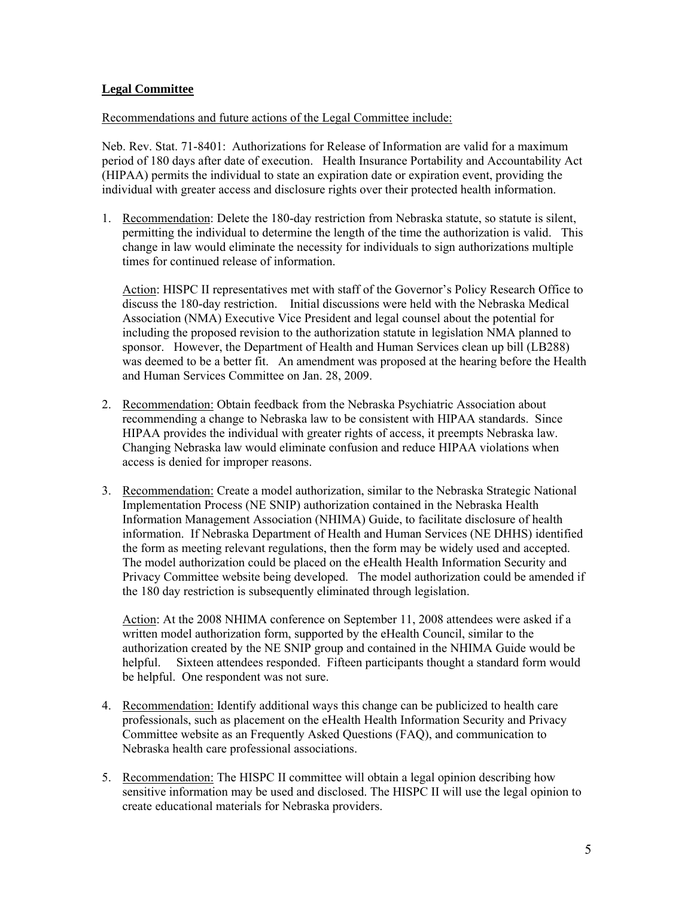## **Legal Committee**

<u>Recommendations and future actions of the Legal Committee include:</u>

Neb. Rev. Stat. 71-8401: Authorizations for Release of Information are valid for a maximum period of 180 days after date of execution. Health Insurance Portability and Accountability Act (HIPAA) permits the individual to state an expiration date or expiration event, providing the individual with greater access and disclosure rights over their protected health information.

1. <u>Recommendation</u>: Delete the 180-day restriction from Nebraska statute, so statute is silent, permitting the individual to determine the length of the time the authorization is valid. This change in law would eliminate the necessity for individuals to sign authorizations multiple times for continued release of information.

   <u>Action</u>: HISPC II representatives met with staff of the Governor's Policy Research Office to discuss the 180-day restriction. Initial discussions were held with the Nebraska Medical Association (NMA) Executive Vice President and legal counsel about the potential for including the proposed revision to the authorization statute in legislation NMA planned to sponsor. However, the Department of Health and Human Services clean up bill (LB288) was deemed to be a better fit. An amendment was proposed at the hearing before the Health and Human Services Committee on Jan. 28, 2009.

2. <u>Recommendation:</u> Obtain feedback from the Nebraska Psychiatric Association about recommending a change to Nebraska law to be consistent with HIPAA standards. Since HIPAA provides the individual with greater rights of access, it preempts Nebraska law. Changing Nebraska law would eliminate confusion and reduce HIPAA violations when access is denied for improper reasons.

3. <u>Recommendation:</u> Create a model authorization, similar to the Nebraska Strategic National Implementation Process (NE SNIP) authorization contained in the Nebraska Health Information Management Association (NHIMA) Guide, to facilitate disclosure of health information. If Nebraska Department of Health and Human Services (NE DHHS) identified the form as meeting relevant regulations, then the form may be widely used and accepted. The model authorization could be placed on the eHealth Health Information Security and Privacy Committee website being developed. The model authorization could be amended if the 180 day restriction is subsequently eliminated through legislation.

   <u>Action</u>: At the 2008 NHIMA conference on September 11, 2008 attendees were asked if a written model authorization form, supported by the eHealth Council, similar to the authorization created by the NE SNIP group and contained in the NHIMA Guide would be helpful. Sixteen attendees responded. Fifteen participants thought a standard form would be helpful. One respondent was not sure.

4. <u>Recommendation:</u> Identify additional ways this change can be publicized to health care professionals, such as placement on the eHealth Health Information Security and Privacy Committee website as an Frequently Asked Questions (FAQ), and communication to Nebraska health care professional associations.

5. <u>Recommendation:</u> The HISPC II committee will obtain a legal opinion describing how sensitive information may be used and disclosed. The HISPC II will use the legal opinion to create educational materials for Nebraska providers.